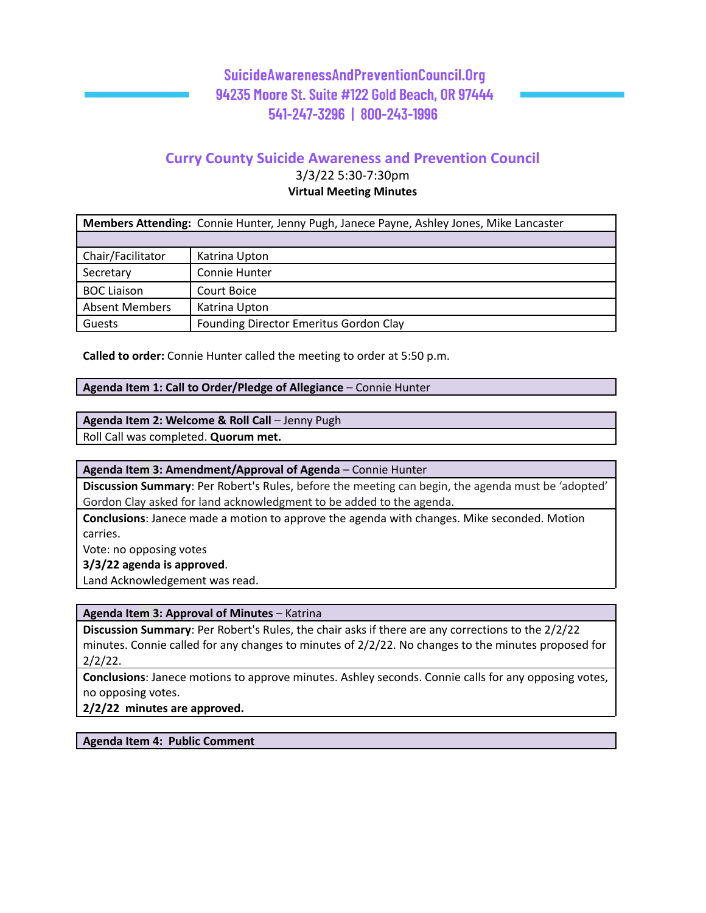**SuicideAwarenessAndPreventionCouncil.Org**
**94235 Moore St. Suite #122 Gold Beach, OR 97444**
**541-247-3296 | 800-243-1996**

## Curry County Suicide Awareness and Prevention Council

3/3/22 5:30-7:30pm

**Virtual Meeting Minutes**

| **Members Attending:** Connie Hunter, Jenny Pugh, Janece Payne, Ashley Jones, Mike Lancaster | |
|---|---|
| | |
| Chair/Facilitator | Katrina Upton |
| Secretary | Connie Hunter |
| BOC Liaison | Court Boice |
| Absent Members | Katrina Upton |
| Guests | Founding Director Emeritus Gordon Clay |

**Called to order:** Connie Hunter called the meeting to order at 5:50 p.m.

| **Agenda Item 1: Call to Order/Pledge of Allegiance** – Connie Hunter |
|---|

| **Agenda Item 2: Welcome & Roll Call** – Jenny Pugh |
|---|
| Roll Call was completed. **Quorum met.** |

| **Agenda Item 3: Amendment/Approval of Agenda** – Connie Hunter |
|---|
| **Discussion Summary**: Per Robert's Rules, before the meeting can begin, the agenda must be 'adopted' Gordon Clay asked for land acknowledgment to be added to the agenda. |
| **Conclusions**: Janece made a motion to approve the agenda with changes. Mike seconded. Motion carries.<br>Vote: no opposing votes<br>**3/3/22 agenda is approved**.<br>Land Acknowledgement was read. |

| **Agenda Item 3: Approval of Minutes** – Katrina |
|---|
| **Discussion Summary**: Per Robert's Rules, the chair asks if there are any corrections to the 2/2/22 minutes. Connie called for any changes to minutes of 2/2/22. No changes to the minutes proposed for 2/2/22. |
| **Conclusions**: Janece motions to approve minutes. Ashley seconds. Connie calls for any opposing votes, no opposing votes.<br>**2/2/22 minutes are approved.** |

| **Agenda Item 4: Public Comment** |
|---|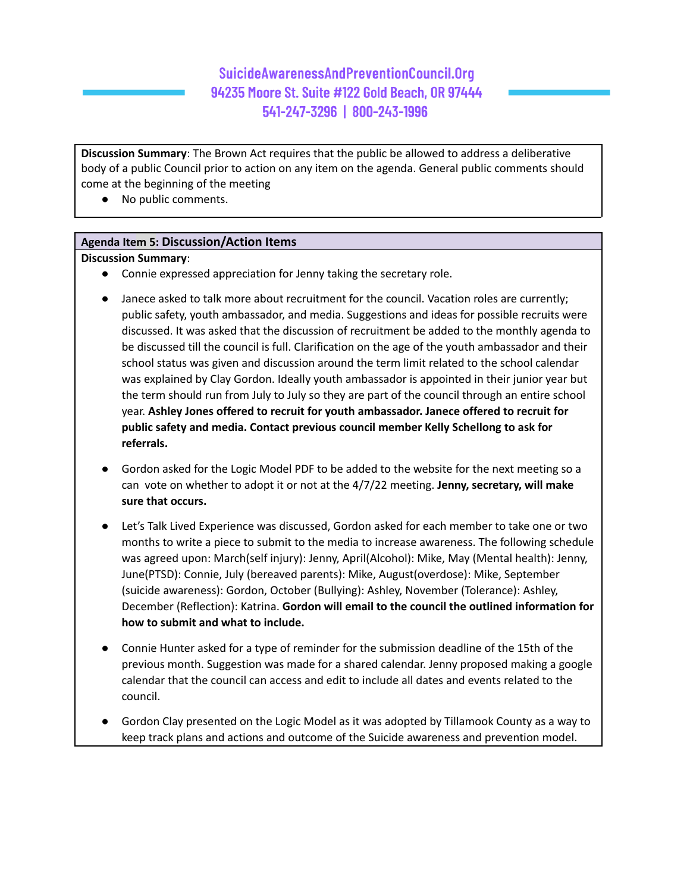**Discussion Summary**: The Brown Act requires that the public be allowed to address a deliberative body of a public Council prior to action on any item on the agenda. General public comments should come at the beginning of the meeting

- No public comments.

**Agenda Item 5: Discussion/Action Items**

**Discussion Summary**:

- Connie expressed appreciation for Jenny taking the secretary role.

- Janece asked to talk more about recruitment for the council. Vacation roles are currently; public safety, youth ambassador, and media. Suggestions and ideas for possible recruits were discussed. It was asked that the discussion of recruitment be added to the monthly agenda to be discussed till the council is full. Clarification on the age of the youth ambassador and their school status was given and discussion around the term limit related to the school calendar was explained by Clay Gordon. Ideally youth ambassador is appointed in their junior year but the term should run from July to July so they are part of the council through an entire school year. **Ashley Jones offered to recruit for youth ambassador. Janece offered to recruit for public safety and media. Contact previous council member Kelly Schellong to ask for referrals.**

- Gordon asked for the Logic Model PDF to be added to the website for the next meeting so a can vote on whether to adopt it or not at the 4/7/22 meeting. **Jenny, secretary, will make sure that occurs.**

- Let's Talk Lived Experience was discussed, Gordon asked for each member to take one or two months to write a piece to submit to the media to increase awareness. The following schedule was agreed upon: March(self injury): Jenny, April(Alcohol): Mike, May (Mental health): Jenny, June(PTSD): Connie, July (bereaved parents): Mike, August(overdose): Mike, September (suicide awareness): Gordon, October (Bullying): Ashley, November (Tolerance): Ashley, December (Reflection): Katrina. **Gordon will email to the council the outlined information for how to submit and what to include.**

- Connie Hunter asked for a type of reminder for the submission deadline of the 15th of the previous month. Suggestion was made for a shared calendar. Jenny proposed making a google calendar that the council can access and edit to include all dates and events related to the council.

- Gordon Clay presented on the Logic Model as it was adopted by Tillamook County as a way to keep track plans and actions and outcome of the Suicide awareness and prevention model.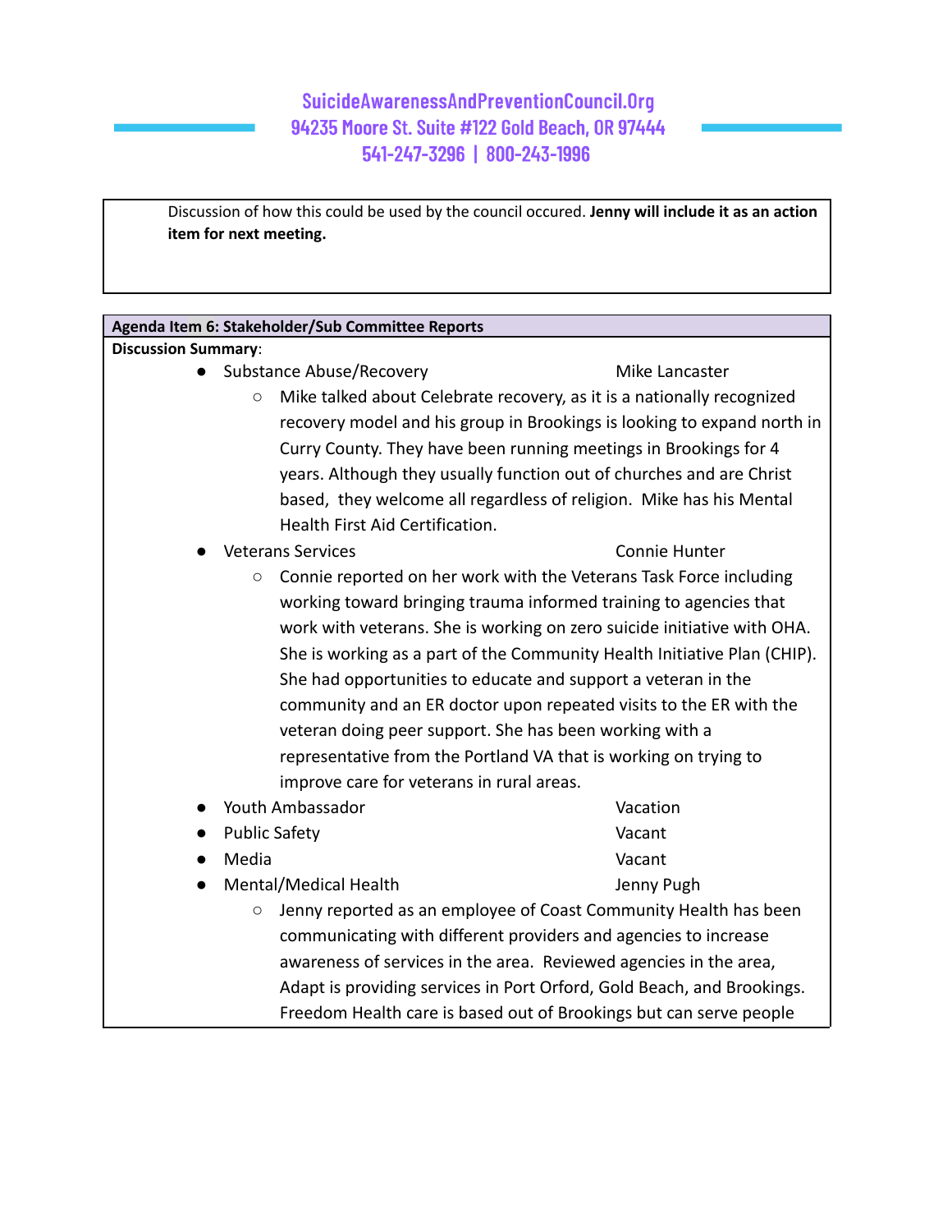Discussion of how this could be used by the council occured. **Jenny will include it as an action item for next meeting.**

**Agenda Item 6: Stakeholder/Sub Committee Reports**

**Discussion Summary**:

- Substance Abuse/Recovery — Mike Lancaster
  - Mike talked about Celebrate recovery, as it is a nationally recognized recovery model and his group in Brookings is looking to expand north in Curry County. They have been running meetings in Brookings for 4 years. Although they usually function out of churches and are Christ based, they welcome all regardless of religion. Mike has his Mental Health First Aid Certification.
- Veterans Services — Connie Hunter
  - Connie reported on her work with the Veterans Task Force including working toward bringing trauma informed training to agencies that work with veterans. She is working on zero suicide initiative with OHA. She is working as a part of the Community Health Initiative Plan (CHIP). She had opportunities to educate and support a veteran in the community and an ER doctor upon repeated visits to the ER with the veteran doing peer support. She has been working with a representative from the Portland VA that is working on trying to improve care for veterans in rural areas.
- Youth Ambassador — Vacation
- Public Safety — Vacant
- Media — Vacant
- Mental/Medical Health — Jenny Pugh
  - Jenny reported as an employee of Coast Community Health has been communicating with different providers and agencies to increase awareness of services in the area. Reviewed agencies in the area, Adapt is providing services in Port Orford, Gold Beach, and Brookings. Freedom Health care is based out of Brookings but can serve people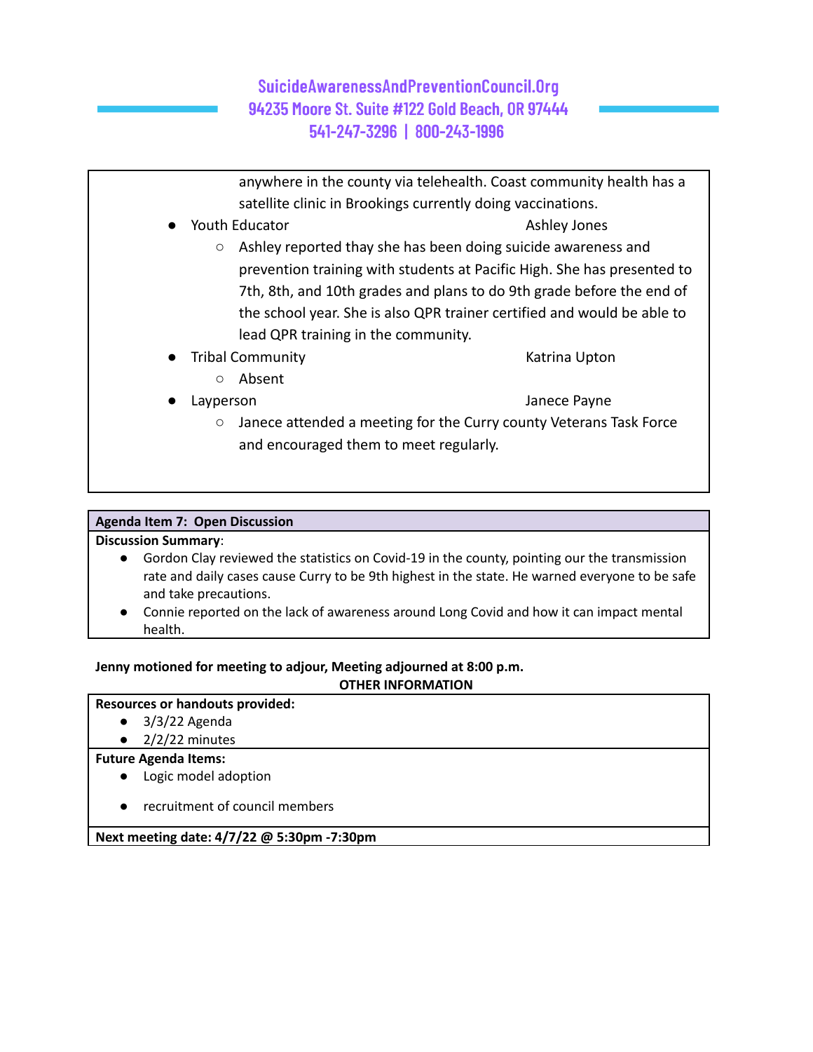anywhere in the county via telehealth. Coast community health has a satellite clinic in Brookings currently doing vaccinations.

- Youth Educator — Ashley Jones
  - Ashley reported thay she has been doing suicide awareness and prevention training with students at Pacific High. She has presented to 7th, 8th, and 10th grades and plans to do 9th grade before the end of the school year. She is also QPR trainer certified and would be able to lead QPR training in the community.
- Tribal Community — Katrina Upton
  - Absent
- Layperson — Janece Payne
  - Janece attended a meeting for the Curry county Veterans Task Force and encouraged them to meet regularly.

**Agenda Item 7: Open Discussion**

**Discussion Summary**:

- Gordon Clay reviewed the statistics on Covid-19 in the county, pointing our the transmission rate and daily cases cause Curry to be 9th highest in the state. He warned everyone to be safe and take precautions.
- Connie reported on the lack of awareness around Long Covid and how it can impact mental health.

**Jenny motioned for meeting to adjour, Meeting adjourned at 8:00 p.m.**

**OTHER INFORMATION**

**Resources or handouts provided:**

- 3/3/22 Agenda
- 2/2/22 minutes

**Future Agenda Items:**

- Logic model adoption
- recruitment of council members

**Next meeting date: 4/7/22 @ 5:30pm -7:30pm**